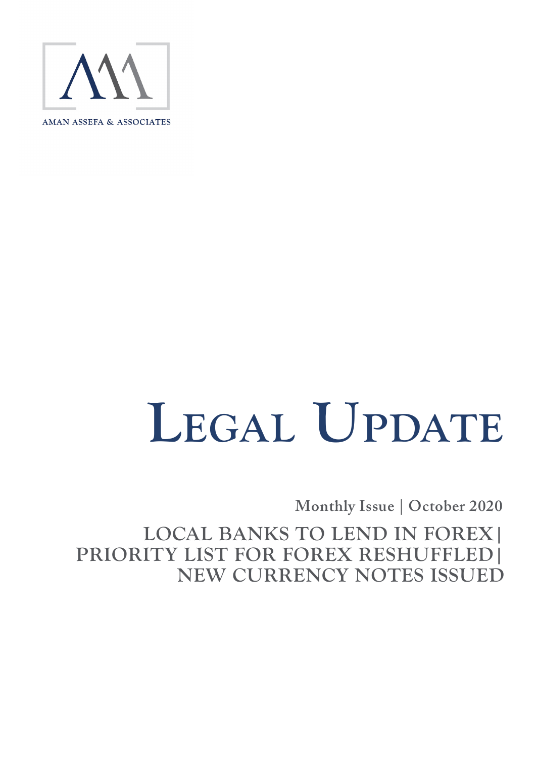AMAN ASSEFA & ASSOCIATES

# Legal Update

**Monthly Issue | October 2020**

## LOCAL BANKS TO LEND IN FOREX| PRIORITY LIST FOR FOREX RESHUFFLED| NEW CURRENCY NOTES ISSUED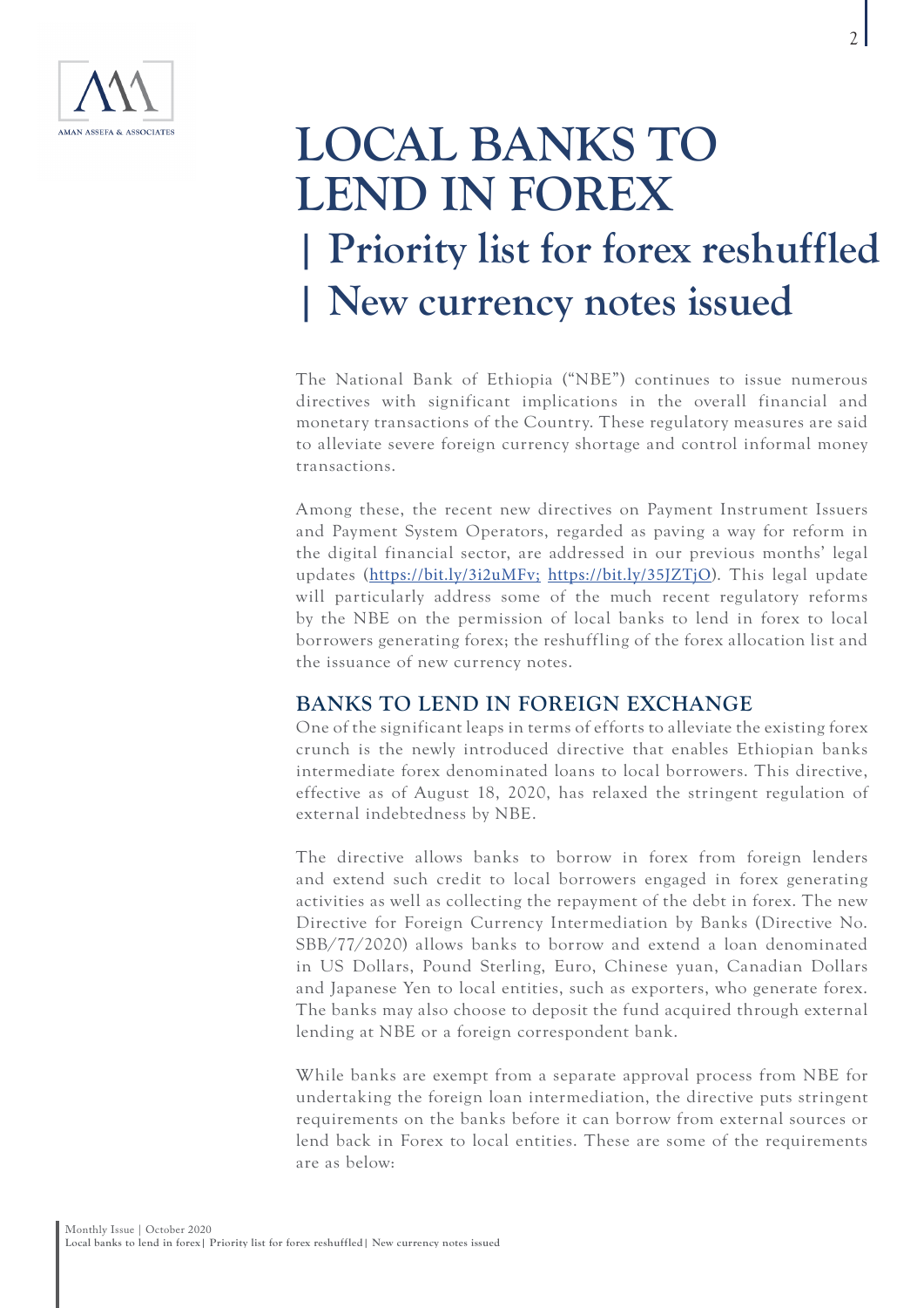# LOCAL BANKS TO LEND IN FOREX

## | Priority list for forex reshuffled

## | New currency notes issued

The National Bank of Ethiopia ("NBE") continues to issue numerous directives with significant implications in the overall financial and monetary transactions of the Country. These regulatory measures are said to alleviate severe foreign currency shortage and control informal money transactions.

Among these, the recent new directives on Payment Instrument Issuers and Payment System Operators, regarded as paving a way for reform in the digital financial sector, are addressed in our previous months' legal updates (https://bit.ly/3i2uMFv; https://bit.ly/35JZTjO). This legal update will particularly address some of the much recent regulatory reforms by the NBE on the permission of local banks to lend in forex to local borrowers generating forex; the reshuffling of the forex allocation list and the issuance of new currency notes.

### BANKS TO LEND IN FOREIGN EXCHANGE

One of the significant leaps in terms of efforts to alleviate the existing forex crunch is the newly introduced directive that enables Ethiopian banks intermediate forex denominated loans to local borrowers. This directive, effective as of August 18, 2020, has relaxed the stringent regulation of external indebtedness by NBE.

The directive allows banks to borrow in forex from foreign lenders and extend such credit to local borrowers engaged in forex generating activities as well as collecting the repayment of the debt in forex. The new Directive for Foreign Currency Intermediation by Banks (Directive No. SBB/77/2020) allows banks to borrow and extend a loan denominated in US Dollars, Pound Sterling, Euro, Chinese yuan, Canadian Dollars and Japanese Yen to local entities, such as exporters, who generate forex. The banks may also choose to deposit the fund acquired through external lending at NBE or a foreign correspondent bank.

While banks are exempt from a separate approval process from NBE for undertaking the foreign loan intermediation, the directive puts stringent requirements on the banks before it can borrow from external sources or lend back in Forex to local entities. These are some of the requirements are as below: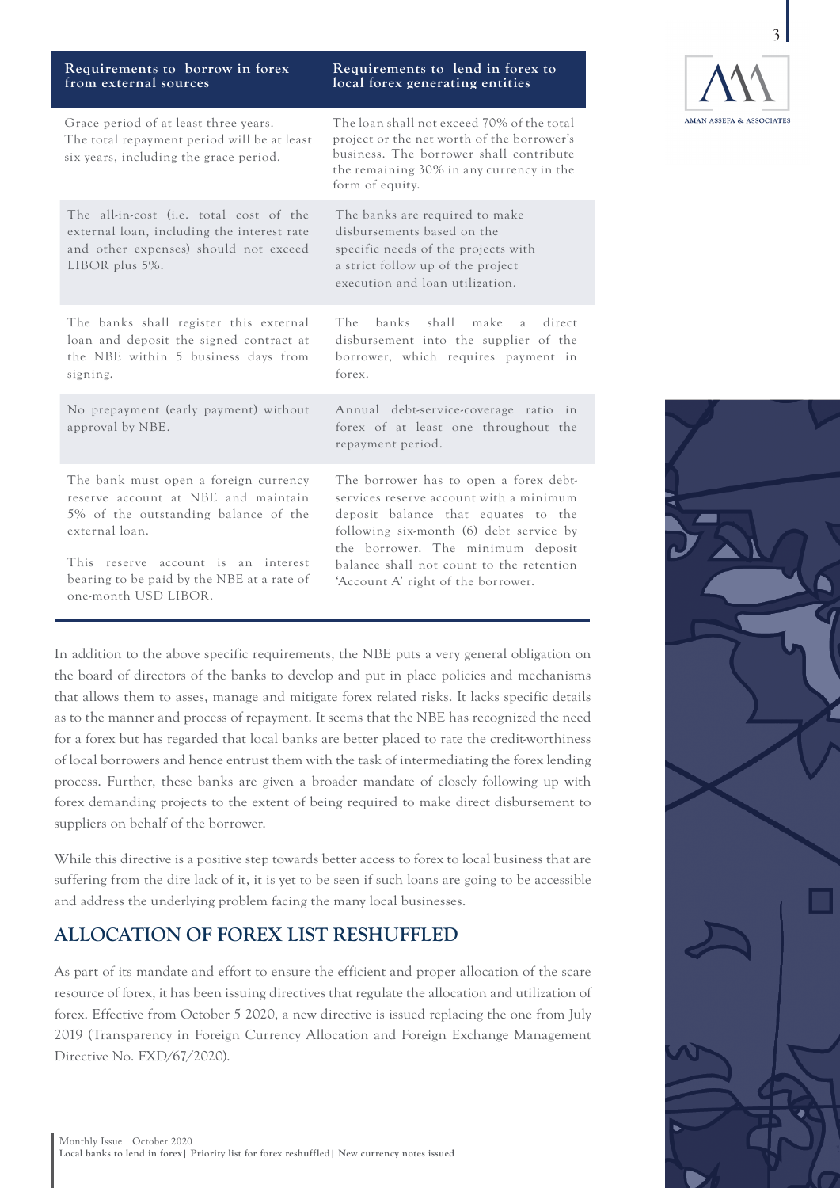| Requirements to borrow in forex from external sources | Requirements to lend in forex to local forex generating entities |
|---|---|
| Grace period of at least three years. The total repayment period will be at least six years, including the grace period. | The loan shall not exceed 70% of the total project or the net worth of the borrower's business. The borrower shall contribute the remaining 30% in any currency in the form of equity. |
| The all-in-cost (i.e. total cost of the external loan, including the interest rate and other expenses) should not exceed LIBOR plus 5%. | The banks are required to make disbursements based on the specific needs of the projects with a strict follow up of the project execution and loan utilization. |
| The banks shall register this external loan and deposit the signed contract at the NBE within 5 business days from signing. | The banks shall make a direct disbursement into the supplier of the borrower, which requires payment in forex. |
| No prepayment (early payment) without approval by NBE. | Annual debt-service-coverage ratio in forex of at least one throughout the repayment period. |
| The bank must open a foreign currency reserve account at NBE and maintain 5% of the outstanding balance of the external loan. This reserve account is an interest bearing to be paid by the NBE at a rate of one-month USD LIBOR. | The borrower has to open a forex debt-services reserve account with a minimum deposit balance that equates to the following six-month (6) debt service by the borrower. The minimum deposit balance shall not count to the retention 'Account A' right of the borrower. |

In addition to the above specific requirements, the NBE puts a very general obligation on the board of directors of the banks to develop and put in place policies and mechanisms that allows them to asses, manage and mitigate forex related risks. It lacks specific details as to the manner and process of repayment. It seems that the NBE has recognized the need for a forex but has regarded that local banks are better placed to rate the credit-worthiness of local borrowers and hence entrust them with the task of intermediating the forex lending process. Further, these banks are given a broader mandate of closely following up with forex demanding projects to the extent of being required to make direct disbursement to suppliers on behalf of the borrower.

While this directive is a positive step towards better access to forex to local business that are suffering from the dire lack of it, it is yet to be seen if such loans are going to be accessible and address the underlying problem facing the many local businesses.

## ALLOCATION OF FOREX LIST RESHUFFLED

As part of its mandate and effort to ensure the efficient and proper allocation of the scare resource of forex, it has been issuing directives that regulate the allocation and utilization of forex. Effective from October 5 2020, a new directive is issued replacing the one from July 2019 (Transparency in Foreign Currency Allocation and Foreign Exchange Management Directive No. FXD/67/2020).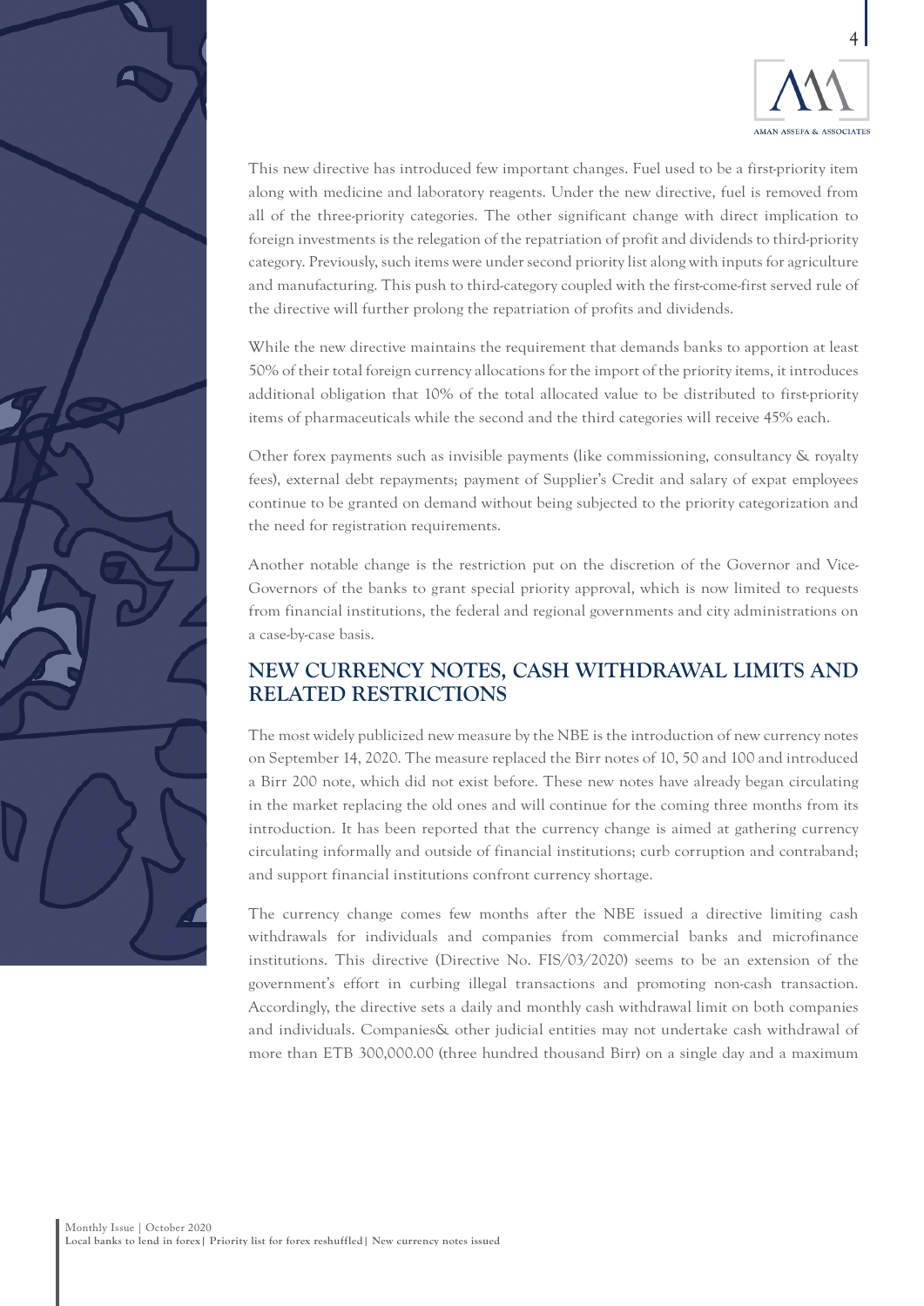This new directive has introduced few important changes. Fuel used to be a first-priority item along with medicine and laboratory reagents. Under the new directive, fuel is removed from all of the three-priority categories. The other significant change with direct implication to foreign investments is the relegation of the repatriation of profit and dividends to third-priority category. Previously, such items were under second priority list along with inputs for agriculture and manufacturing. This push to third-category coupled with the first-come-first served rule of the directive will further prolong the repatriation of profits and dividends.

While the new directive maintains the requirement that demands banks to apportion at least 50% of their total foreign currency allocations for the import of the priority items, it introduces additional obligation that 10% of the total allocated value to be distributed to first-priority items of pharmaceuticals while the second and the third categories will receive 45% each.

Other forex payments such as invisible payments (like commissioning, consultancy & royalty fees), external debt repayments; payment of Supplier's Credit and salary of expat employees continue to be granted on demand without being subjected to the priority categorization and the need for registration requirements.

Another notable change is the restriction put on the discretion of the Governor and Vice-Governors of the banks to grant special priority approval, which is now limited to requests from financial institutions, the federal and regional governments and city administrations on a case-by-case basis.

## NEW CURRENCY NOTES, CASH WITHDRAWAL LIMITS AND RELATED RESTRICTIONS

The most widely publicized new measure by the NBE is the introduction of new currency notes on September 14, 2020. The measure replaced the Birr notes of 10, 50 and 100 and introduced a Birr 200 note, which did not exist before. These new notes have already began circulating in the market replacing the old ones and will continue for the coming three months from its introduction. It has been reported that the currency change is aimed at gathering currency circulating informally and outside of financial institutions; curb corruption and contraband; and support financial institutions confront currency shortage.

The currency change comes few months after the NBE issued a directive limiting cash withdrawals for individuals and companies from commercial banks and microfinance institutions. This directive (Directive No. FIS/03/2020) seems to be an extension of the government's effort in curbing illegal transactions and promoting non-cash transaction. Accordingly, the directive sets a daily and monthly cash withdrawal limit on both companies and individuals. Companies& other judicial entities may not undertake cash withdrawal of more than ETB 300,000.00 (three hundred thousand Birr) on a single day and a maximum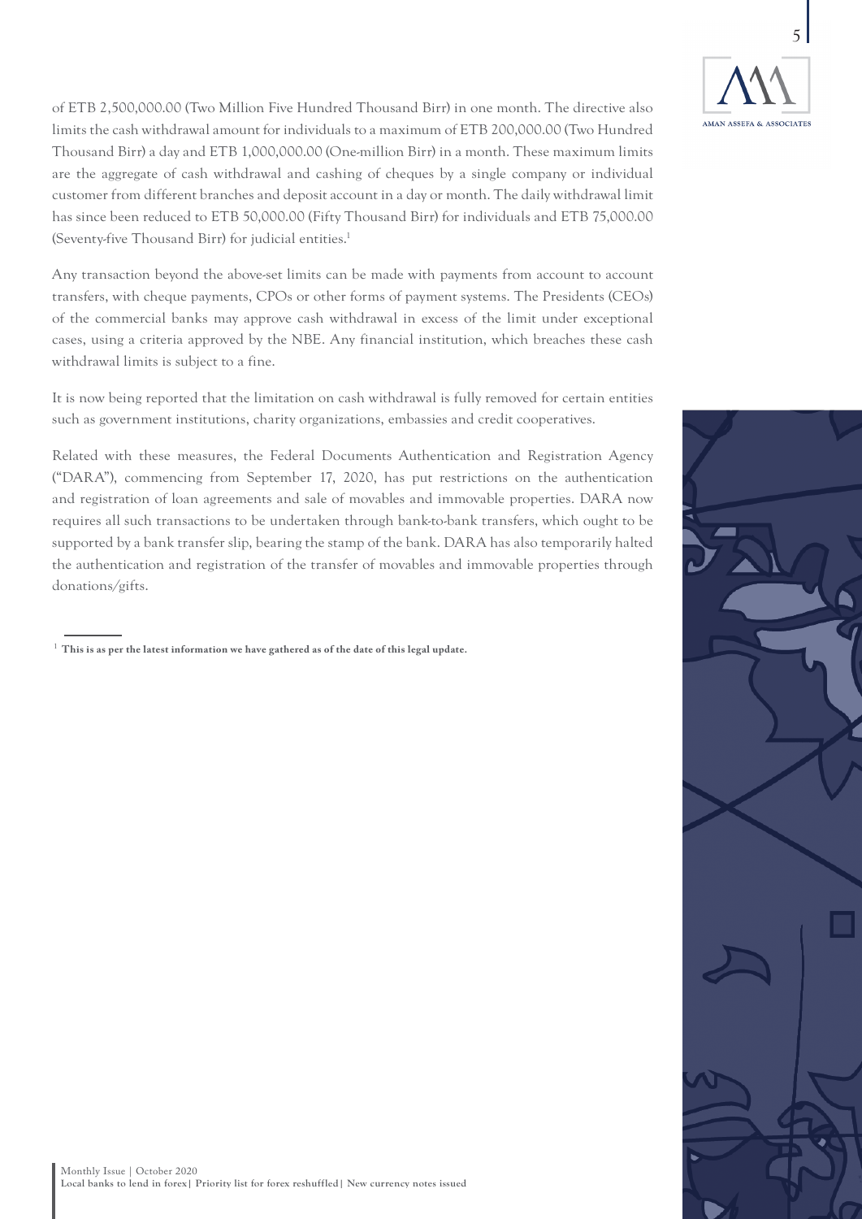of ETB 2,500,000.00 (Two Million Five Hundred Thousand Birr) in one month. The directive also limits the cash withdrawal amount for individuals to a maximum of ETB 200,000.00 (Two Hundred Thousand Birr) a day and ETB 1,000,000.00 (One-million Birr) in a month. These maximum limits are the aggregate of cash withdrawal and cashing of cheques by a single company or individual customer from different branches and deposit account in a day or month. The daily withdrawal limit has since been reduced to ETB 50,000.00 (Fifty Thousand Birr) for individuals and ETB 75,000.00 (Seventy-five Thousand Birr) for judicial entities.[1]

Any transaction beyond the above-set limits can be made with payments from account to account transfers, with cheque payments, CPOs or other forms of payment systems. The Presidents (CEOs) of the commercial banks may approve cash withdrawal in excess of the limit under exceptional cases, using a criteria approved by the NBE. Any financial institution, which breaches these cash withdrawal limits is subject to a fine.

It is now being reported that the limitation on cash withdrawal is fully removed for certain entities such as government institutions, charity organizations, embassies and credit cooperatives.

Related with these measures, the Federal Documents Authentication and Registration Agency ("DARA"), commencing from September 17, 2020, has put restrictions on the authentication and registration of loan agreements and sale of movables and immovable properties. DARA now requires all such transactions to be undertaken through bank-to-bank transfers, which ought to be supported by a bank transfer slip, bearing the stamp of the bank. DARA has also temporarily halted the authentication and registration of the transfer of movables and immovable properties through donations/gifts.

---

[1] **This is as per the latest information we have gathered as of the date of this legal update.**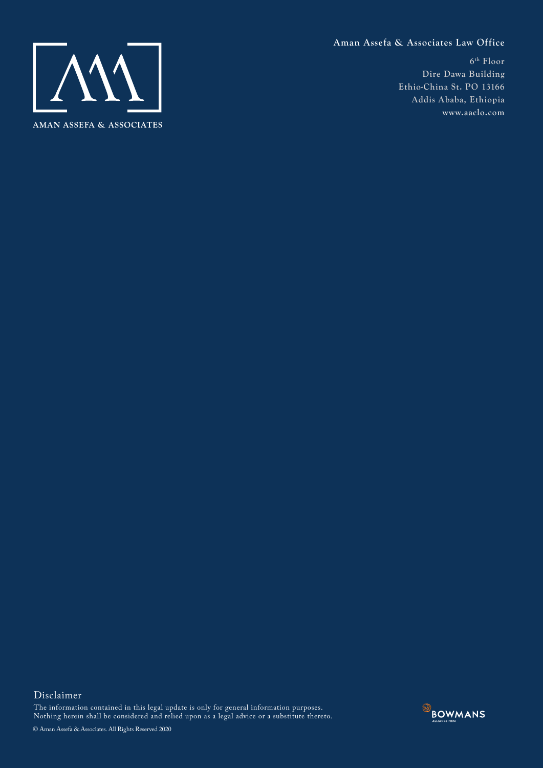AMAN ASSEFA & ASSOCIATES

**Aman Assefa & Associates Law Office**

6th Floor
Dire Dawa Building
Ethio-China St. PO 13166
Addis Ababa, Ethiopia
www.aaclo.com

## Disclaimer

The information contained in this legal update is only for general information purposes.
Nothing herein shall be considered and relied upon as a legal advice or a substitute thereto.

© Aman Assefa & Associates. All Rights Reserved 2020

BOWMANS
ALLIANCE FIRM